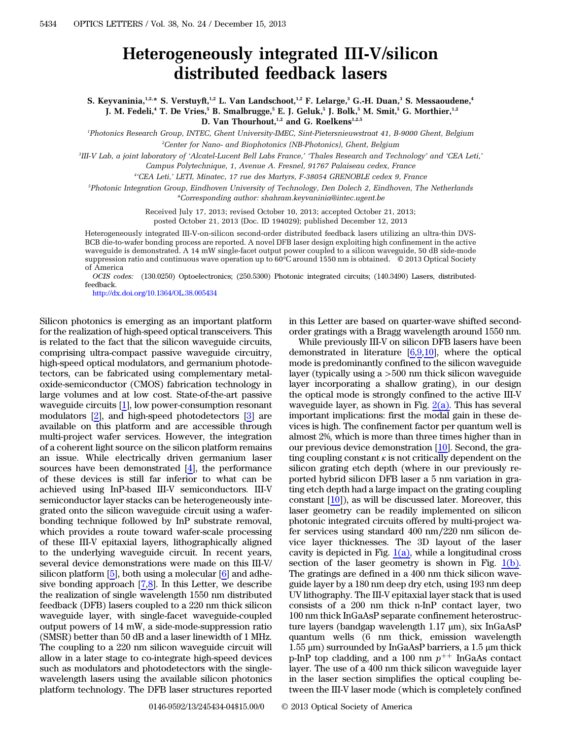# Heterogeneously integrated III-V/silicon distributed feedback lasers

S. Keyvaninia,[1,2,*] S. Verstuyft,[1,2] L. Van Landschoot,[1,2] F. Lelarge,[3] G.-H. Duan,[3] S. Messaoudene,[4] J. M. Fedeli,[4] T. De Vries,[5] B. Smalbrugge,[5] E. J. Geluk,[5] J. Bolk,[5] M. Smit,[5] G. Morthier,[1,2] D. Van Thourhout,[1,2] and G. Roelkens[1,2,5]

[1]Photonics Research Group, INTEC, Ghent University-IMEC, Sint-Pietersnieuwstraat 41, B-9000 Ghent, Belgium

[2]Center for Nano- and Biophotonics (NB-Photonics), Ghent, Belgium

[3]III-V Lab, a joint laboratory of 'Alcatel-Lucent Bell Labs France,' 'Thales Research and Technology' and 'CEA Leti,' Campus Polytechnique, 1, Avenue A. Fresnel, 91767 Palaiseau cedex, France

[4]'CEA Leti,' LETI, Minatec, 17 rue des Martyrs, F-38054 GRENOBLE cedex 9, France

[5]Photonic Integration Group, Eindhoven University of Technology, Den Dolech 2, Eindhoven, The Netherlands

*Corresponding author: shahram.keyvaninia@intec.ugent.be

Received July 17, 2013; revised October 10, 2013; accepted October 21, 2013; posted October 21, 2013 (Doc. ID 194029); published December 12, 2013

Heterogeneously integrated III-V-on-silicon second-order distributed feedback lasers utilizing an ultra-thin DVS-BCB die-to-wafer bonding process are reported. A novel DFB laser design exploiting high confinement in the active waveguide is demonstrated. A 14 mW single-facet output power coupled to a silicon waveguide, 50 dB side-mode suppression ratio and continuous wave operation up to 60°C around 1550 nm is obtained. © 2013 Optical Society of America

*OCIS codes:* (130.0250) Optoelectronics; (250.5300) Photonic integrated circuits; (140.3490) Lasers, distributed-feedback.

http://dx.doi.org/10.1364/OL.38.005434

Silicon photonics is emerging as an important platform for the realization of high-speed optical transceivers. This is related to the fact that the silicon waveguide circuits, comprising ultra-compact passive waveguide circuitry, high-speed optical modulators, and germanium photodetectors, can be fabricated using complementary metal-oxide-semiconductor (CMOS) fabrication technology in large volumes and at low cost. State-of-the-art passive waveguide circuits [1], low power-consumption resonant modulators [2], and high-speed photodetectors [3] are available on this platform and are accessible through multi-project wafer services. However, the integration of a coherent light source on the silicon platform remains an issue. While electrically driven germanium laser sources have been demonstrated [4], the performance of these devices is still far inferior to what can be achieved using InP-based III-V semiconductors. III-V semiconductor layer stacks can be heterogeneously integrated onto the silicon waveguide circuit using a wafer-bonding technique followed by InP substrate removal, which provides a route toward wafer-scale processing of these III-V epitaxial layers, lithographically aligned to the underlying waveguide circuit. In recent years, several device demonstrations were made on this III-V/silicon platform [5], both using a molecular [6] and adhesive bonding approach [7,8]. In this Letter, we describe the realization of single wavelength 1550 nm distributed feedback (DFB) lasers coupled to a 220 nm thick silicon waveguide layer, with single-facet waveguide-coupled output powers of 14 mW, a side-mode-suppression ratio (SMSR) better than 50 dB and a laser linewidth of 1 MHz. The coupling to a 220 nm silicon waveguide circuit will allow in a later stage to co-integrate high-speed devices such as modulators and photodetectors with the single-wavelength lasers using the available silicon photonics platform technology. The DFB laser structures reported in this Letter are based on quarter-wave shifted second-order gratings with a Bragg wavelength around 1550 nm.

While previously III-V on silicon DFB lasers have been demonstrated in literature [6,9,10], where the optical mode is predominantly confined to the silicon waveguide layer (typically using a >500 nm thick silicon waveguide layer incorporating a shallow grating), in our design the optical mode is strongly confined to the active III-V waveguide layer, as shown in Fig. 2(a). This has several important implications: first the modal gain in these devices is high. The confinement factor per quantum well is almost 2%, which is more than three times higher than in our previous device demonstration [10]. Second, the grating coupling constant $\kappa$ is not critically dependent on the silicon grating etch depth (where in our previously reported hybrid silicon DFB laser a 5 nm variation in grating etch depth had a large impact on the grating coupling constant [10]), as will be discussed later. Moreover, this laser geometry can be readily implemented on silicon photonic integrated circuits offered by multi-project wafer services using standard 400 nm/220 nm silicon device layer thicknesses. The 3D layout of the laser cavity is depicted in Fig. 1(a), while a longitudinal cross section of the laser geometry is shown in Fig. 1(b). The gratings are defined in a 400 nm thick silicon waveguide layer by a 180 nm deep dry etch, using 193 nm deep UV lithography. The III-V epitaxial layer stack that is used consists of a 200 nm thick n-InP contact layer, two 100 nm thick InGaAsP separate confinement heterostructure layers (bandgap wavelength 1.17 µm), six InGaAsP quantum wells (6 nm thick, emission wavelength 1.55 µm) surrounded by InGaAsP barriers, a 1.5 µm thick p-InP top cladding, and a 100 nm $p^{++}$ InGaAs contact layer. The use of a 400 nm thick silicon waveguide layer in the laser section simplifies the optical coupling between the III-V laser mode (which is completely confined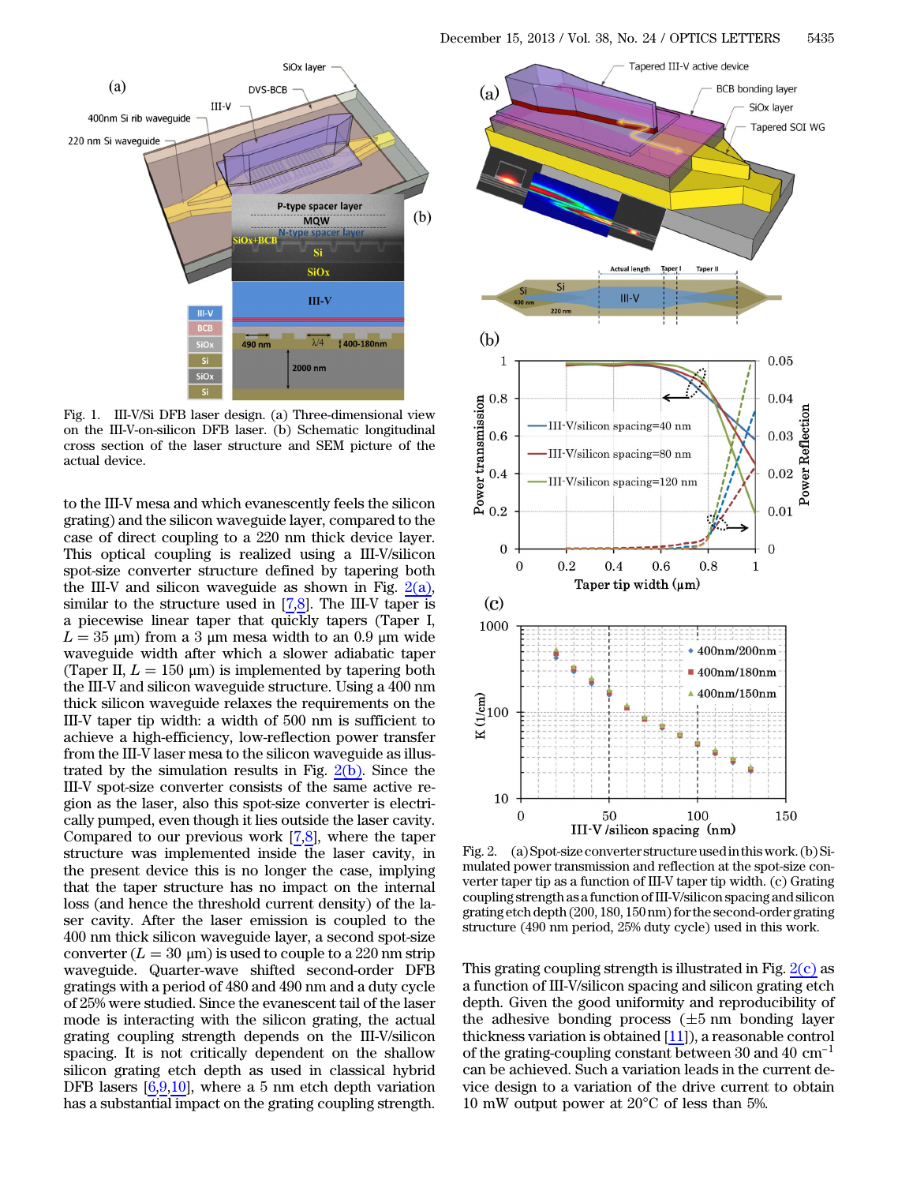Fig. 1. III-V/Si DFB laser design. (a) Three-dimensional view on the III-V-on-silicon DFB laser. (b) Schematic longitudinal cross section of the laser structure and SEM picture of the actual device.

to the III-V mesa and which evanescently feels the silicon grating) and the silicon waveguide layer, compared to the case of direct coupling to a 220 nm thick device layer. This optical coupling is realized using a III-V/silicon spot-size converter structure defined by tapering both the III-V and silicon waveguide as shown in Fig. 2(a), similar to the structure used in [7,8]. The III-V taper is a piecewise linear taper that quickly tapers (Taper I, $L = 35$ μm) from a 3 μm mesa width to an 0.9 μm wide waveguide width after which a slower adiabatic taper (Taper II, $L = 150$ μm) is implemented by tapering both the III-V and silicon waveguide structure. Using a 400 nm thick silicon waveguide relaxes the requirements on the III-V taper tip width: a width of 500 nm is sufficient to achieve a high-efficiency, low-reflection power transfer from the III-V laser mesa to the silicon waveguide as illustrated by the simulation results in Fig. 2(b). Since the III-V spot-size converter consists of the same active region as the laser, also this spot-size converter is electrically pumped, even though it lies outside the laser cavity. Compared to our previous work [7,8], where the taper structure was implemented inside the laser cavity, in the present device this is no longer the case, implying that the taper structure has no impact on the internal loss (and hence the threshold current density) of the laser cavity. After the laser emission is coupled to the 400 nm thick silicon waveguide layer, a second spot-size converter ($L = 30$ μm) is used to couple to a 220 nm strip waveguide. Quarter-wave shifted second-order DFB gratings with a period of 480 and 490 nm and a duty cycle of 25% were studied. Since the evanescent tail of the laser mode is interacting with the silicon grating, the actual grating coupling strength depends on the III-V/silicon spacing. It is not critically dependent on the shallow silicon grating etch depth as used in classical hybrid DFB lasers [6,9,10], where a 5 nm etch depth variation has a substantial impact on the grating coupling strength.

Fig. 2. (a) Spot-size converter structure used in this work. (b) Simulated power transmission and reflection at the spot-size converter taper tip as a function of III-V taper tip width. (c) Grating coupling strength as a function of III-V/silicon spacing and silicon grating etch depth (200, 180, 150 nm) for the second-order grating structure (490 nm period, 25% duty cycle) used in this work.

This grating coupling strength is illustrated in Fig. 2(c) as a function of III-V/silicon spacing and silicon grating etch depth. Given the good uniformity and reproducibility of the adhesive bonding process (±5 nm bonding layer thickness variation is obtained [11]), a reasonable control of the grating-coupling constant between 30 and 40 $\text{cm}^{-1}$ can be achieved. Such a variation leads in the current device design to a variation of the drive current to obtain 10 mW output power at 20°C of less than 5%.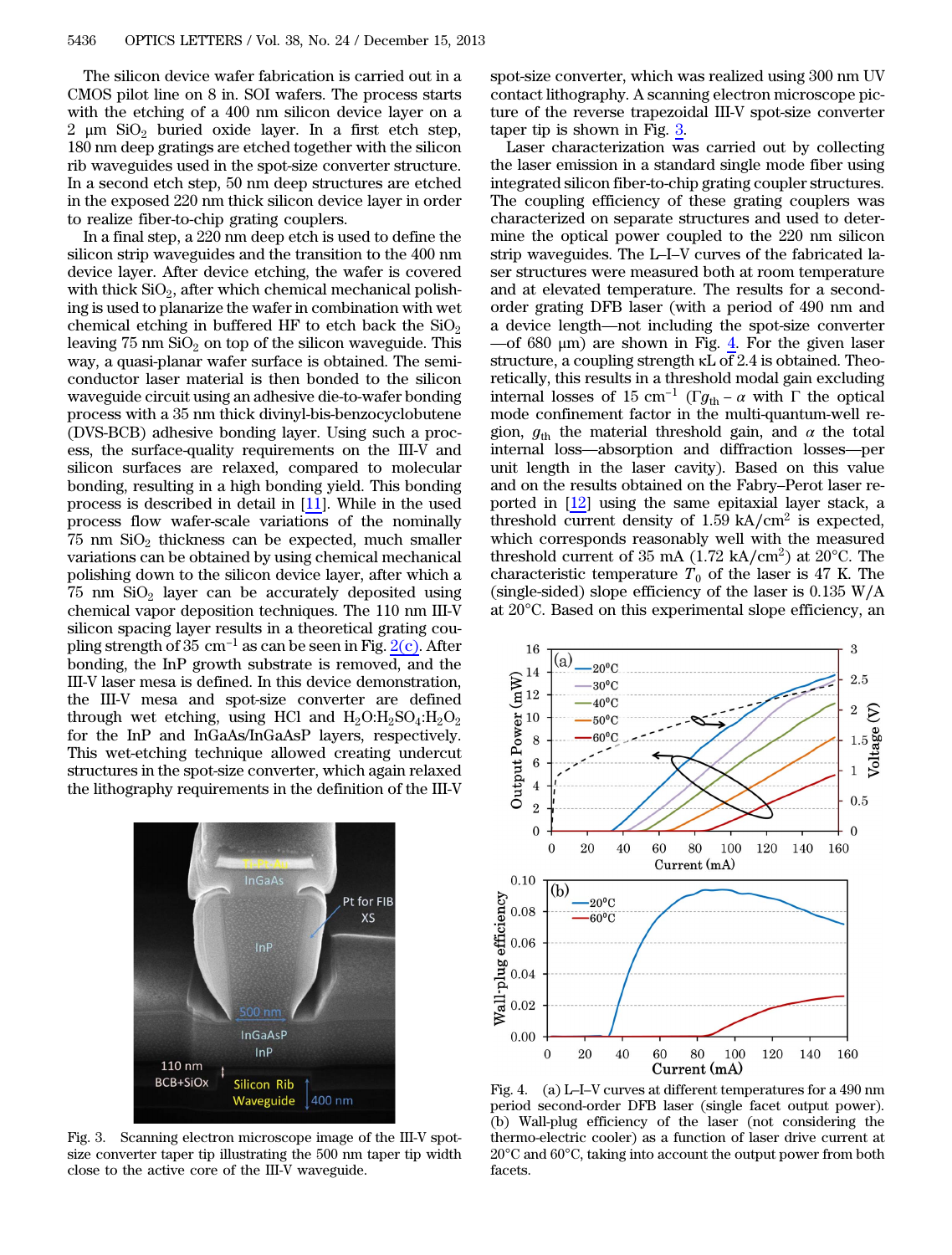The silicon device wafer fabrication is carried out in a CMOS pilot line on 8 in. SOI wafers. The process starts with the etching of a 400 nm silicon device layer on a 2 μm $SiO_2$ buried oxide layer. In a first etch step, 180 nm deep gratings are etched together with the silicon rib waveguides used in the spot-size converter structure. In a second etch step, 50 nm deep structures are etched in the exposed 220 nm thick silicon device layer in order to realize fiber-to-chip grating couplers.

In a final step, a 220 nm deep etch is used to define the silicon strip waveguides and the transition to the 400 nm device layer. After device etching, the wafer is covered with thick $SiO_2$, after which chemical mechanical polishing is used to planarize the wafer in combination with wet chemical etching in buffered HF to etch back the $SiO_2$ leaving 75 nm $SiO_2$ on top of the silicon waveguide. This way, a quasi-planar wafer surface is obtained. The semiconductor laser material is then bonded to the silicon waveguide circuit using an adhesive die-to-wafer bonding process with a 35 nm thick divinyl-bis-benzocyclobutene (DVS-BCB) adhesive bonding layer. Using such a process, the surface-quality requirements on the III-V and silicon surfaces are relaxed, compared to molecular bonding, resulting in a high bonding yield. This bonding process is described in detail in [11]. While in the used process flow wafer-scale variations of the nominally 75 nm $SiO_2$ thickness can be expected, much smaller variations can be obtained by using chemical mechanical polishing down to the silicon device layer, after which a 75 nm $SiO_2$ layer can be accurately deposited using chemical vapor deposition techniques. The 110 nm III-V silicon spacing layer results in a theoretical grating coupling strength of 35 $cm^{-1}$ as can be seen in Fig. 2(c). After bonding, the InP growth substrate is removed, and the III-V laser mesa is defined. In this device demonstration, the III-V mesa and spot-size converter are defined through wet etching, using HCl and $H_2O{:}H_2SO_4{:}H_2O_2$ for the InP and InGaAs/InGaAsP layers, respectively. This wet-etching technique allowed creating undercut structures in the spot-size converter, which again relaxed the lithography requirements in the definition of the III-V spot-size converter, which was realized using 300 nm UV contact lithography. A scanning electron microscope picture of the reverse trapezoidal III-V spot-size converter taper tip is shown in Fig. 3.

Fig. 3. Scanning electron microscope image of the III-V spot-size converter taper tip illustrating the 500 nm taper tip width close to the active core of the III-V waveguide.

Laser characterization was carried out by collecting the laser emission in a standard single mode fiber using integrated silicon fiber-to-chip grating coupler structures. The coupling efficiency of these grating couplers was characterized on separate structures and used to determine the optical power coupled to the 220 nm silicon strip waveguides. The L–I–V curves of the fabricated laser structures were measured both at room temperature and at elevated temperature. The results for a second-order grating DFB laser (with a period of 490 nm and a device length—not including the spot-size converter—of 680 μm) are shown in Fig. 4. For the given laser structure, a coupling strength κL of 2.4 is obtained. Theoretically, this results in a threshold modal gain excluding internal losses of 15 $cm^{-1}$ ($\Gamma g_{th} - \alpha$ with Γ the optical mode confinement factor in the multi-quantum-well region, $g_{th}$ the material threshold gain, and α the total internal loss—absorption and diffraction losses—per unit length in the laser cavity). Based on this value and on the results obtained on the Fabry–Perot laser reported in [12] using the same epitaxial layer stack, a threshold current density of 1.59 $kA/cm^2$ is expected, which corresponds reasonably well with the measured threshold current of 35 mA (1.72 $kA/cm^2$) at 20°C. The characteristic temperature $T_0$ of the laser is 47 K. The (single-sided) slope efficiency of the laser is 0.135 W/A at 20°C. Based on this experimental slope efficiency, an

Fig. 4. (a) L–I–V curves at different temperatures for a 490 nm period second-order DFB laser (single facet output power). (b) Wall-plug efficiency of the laser (not considering the thermo-electric cooler) as a function of laser drive current at 20°C and 60°C, taking into account the output power from both facets.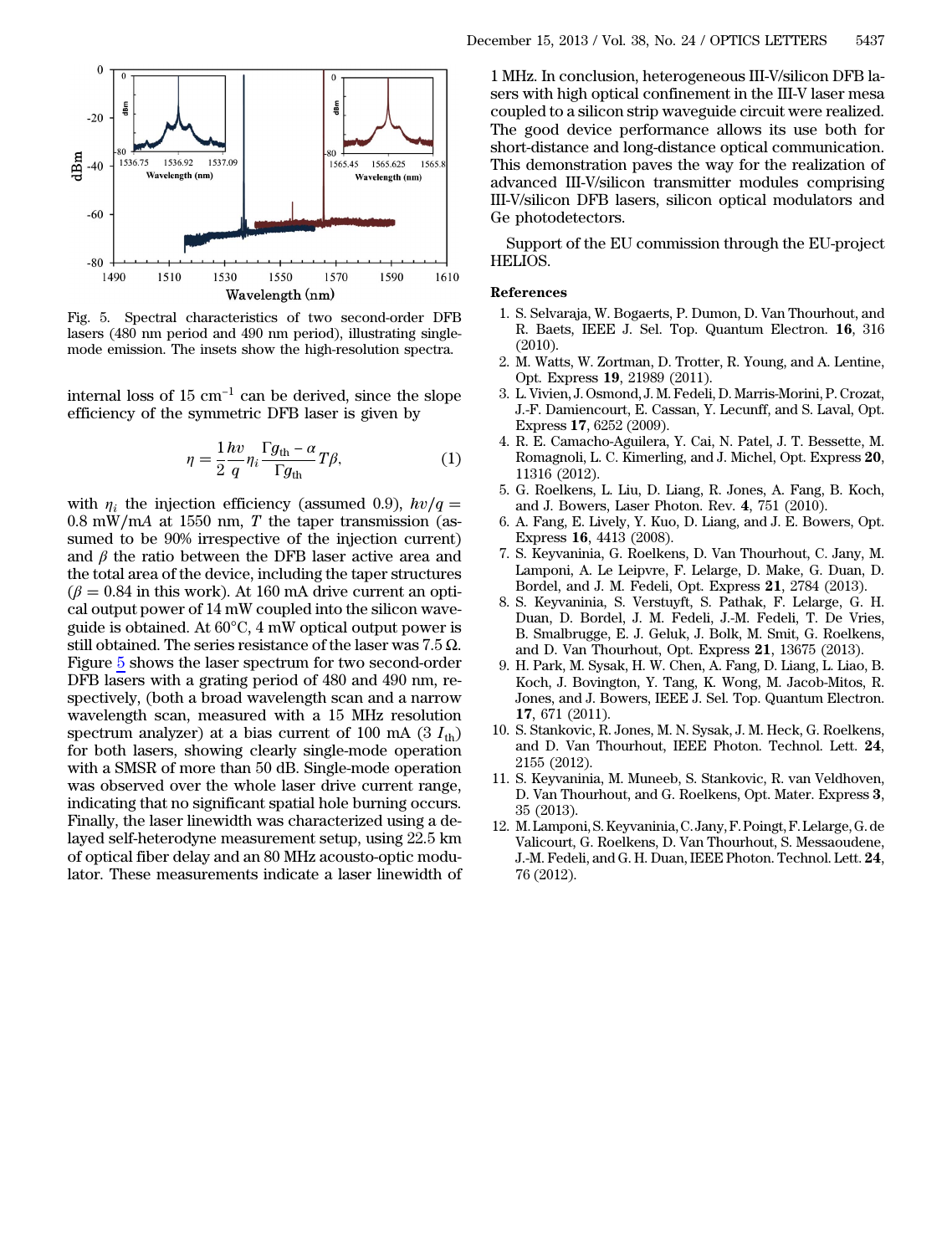0
-20
-40
-60
-80
dBm
1490 1510 1530 1550 1570 1590 1610
Wavelength (nm)

0
dBm
-80
1536.75 1536.92 1537.09
Wavelength (nm)

0
dBm
-80
1565.45 1565.625 1565.8
Wavelength (nm)

Fig. 5. Spectral characteristics of two second-order DFB lasers (480 nm period and 490 nm period), illustrating single-mode emission. The insets show the high-resolution spectra.

internal loss of 15 $\text{cm}^{-1}$ can be derived, since the slope efficiency of the symmetric DFB laser is given by

$$\eta = \frac{1}{2}\frac{h\nu}{q}\eta_i \frac{\Gamma g_{\text{th}} - \alpha}{\Gamma g_{\text{th}}} T\beta, \tag{1}$$

with $\eta_i$ the injection efficiency (assumed 0.9), $h\nu/q = 0.8$ mW/mA at 1550 nm, $T$ the taper transmission (assumed to be 90% irrespective of the injection current) and $\beta$ the ratio between the DFB laser active area and the total area of the device, including the taper structures ($\beta = 0.84$ in this work). At 160 mA drive current an optical output power of 14 mW coupled into the silicon waveguide is obtained. At 60°C, 4 mW optical output power is still obtained. The series resistance of the laser was 7.5 Ω. Figure 5 shows the laser spectrum for two second-order DFB lasers with a grating period of 480 and 490 nm, respectively, (both a broad wavelength scan and a narrow wavelength scan, measured with a 15 MHz resolution spectrum analyzer) at a bias current of 100 mA (3 $I_{\text{th}}$) for both lasers, showing clearly single-mode operation with a SMSR of more than 50 dB. Single-mode operation was observed over the whole laser drive current range, indicating that no significant spatial hole burning occurs. Finally, the laser linewidth was characterized using a delayed self-heterodyne measurement setup, using 22.5 km of optical fiber delay and an 80 MHz acousto-optic modulator. These measurements indicate a laser linewidth of 1 MHz. In conclusion, heterogeneous III-V/silicon DFB lasers with high optical confinement in the III-V laser mesa coupled to a silicon strip waveguide circuit were realized. The good device performance allows its use both for short-distance and long-distance optical communication. This demonstration paves the way for the realization of advanced III-V/silicon transmitter modules comprising III-V/silicon DFB lasers, silicon optical modulators and Ge photodetectors.

Support of the EU commission through the EU-project HELIOS.

## References

1. S. Selvaraja, W. Bogaerts, P. Dumon, D. Van Thourhout, and R. Baets, IEEE J. Sel. Top. Quantum Electron. **16**, 316 (2010).
2. M. Watts, W. Zortman, D. Trotter, R. Young, and A. Lentine, Opt. Express **19**, 21989 (2011).
3. L. Vivien, J. Osmond, J. M. Fedeli, D. Marris-Morini, P. Crozat, J.-F. Damiencourt, E. Cassan, Y. Lecunff, and S. Laval, Opt. Express **17**, 6252 (2009).
4. R. E. Camacho-Aguilera, Y. Cai, N. Patel, J. T. Bessette, M. Romagnoli, L. C. Kimerling, and J. Michel, Opt. Express **20**, 11316 (2012).
5. G. Roelkens, L. Liu, D. Liang, R. Jones, A. Fang, B. Koch, and J. Bowers, Laser Photon. Rev. **4**, 751 (2010).
6. A. Fang, E. Lively, Y. Kuo, D. Liang, and J. E. Bowers, Opt. Express **16**, 4413 (2008).
7. S. Keyvaninia, G. Roelkens, D. Van Thourhout, C. Jany, M. Lamponi, A. Le Leipvre, F. Lelarge, D. Make, G. Duan, D. Bordel, and J. M. Fedeli, Opt. Express **21**, 2784 (2013).
8. S. Keyvaninia, S. Verstuyft, S. Pathak, F. Lelarge, G. H. Duan, D. Bordel, J. M. Fedeli, J.-M. Fedeli, T. De Vries, B. Smalbrugge, E. J. Geluk, J. Bolk, M. Smit, G. Roelkens, and D. Van Thourhout, Opt. Express **21**, 13675 (2013).
9. H. Park, M. Sysak, H. W. Chen, A. Fang, D. Liang, L. Liao, B. Koch, J. Bovington, Y. Tang, K. Wong, M. Jacob-Mitos, R. Jones, and J. Bowers, IEEE J. Sel. Top. Quantum Electron. **17**, 671 (2011).
10. S. Stankovic, R. Jones, M. N. Sysak, J. M. Heck, G. Roelkens, and D. Van Thourhout, IEEE Photon. Technol. Lett. **24**, 2155 (2012).
11. S. Keyvaninia, M. Muneeb, S. Stankovic, R. van Veldhoven, D. Van Thourhout, and G. Roelkens, Opt. Mater. Express **3**, 35 (2013).
12. M. Lamponi, S. Keyvaninia, C. Jany, F. Poingt, F. Lelarge, G. de Valicourt, G. Roelkens, D. Van Thourhout, S. Messaoudene, J.-M. Fedeli, and G. H. Duan, IEEE Photon. Technol. Lett. **24**, 76 (2012).